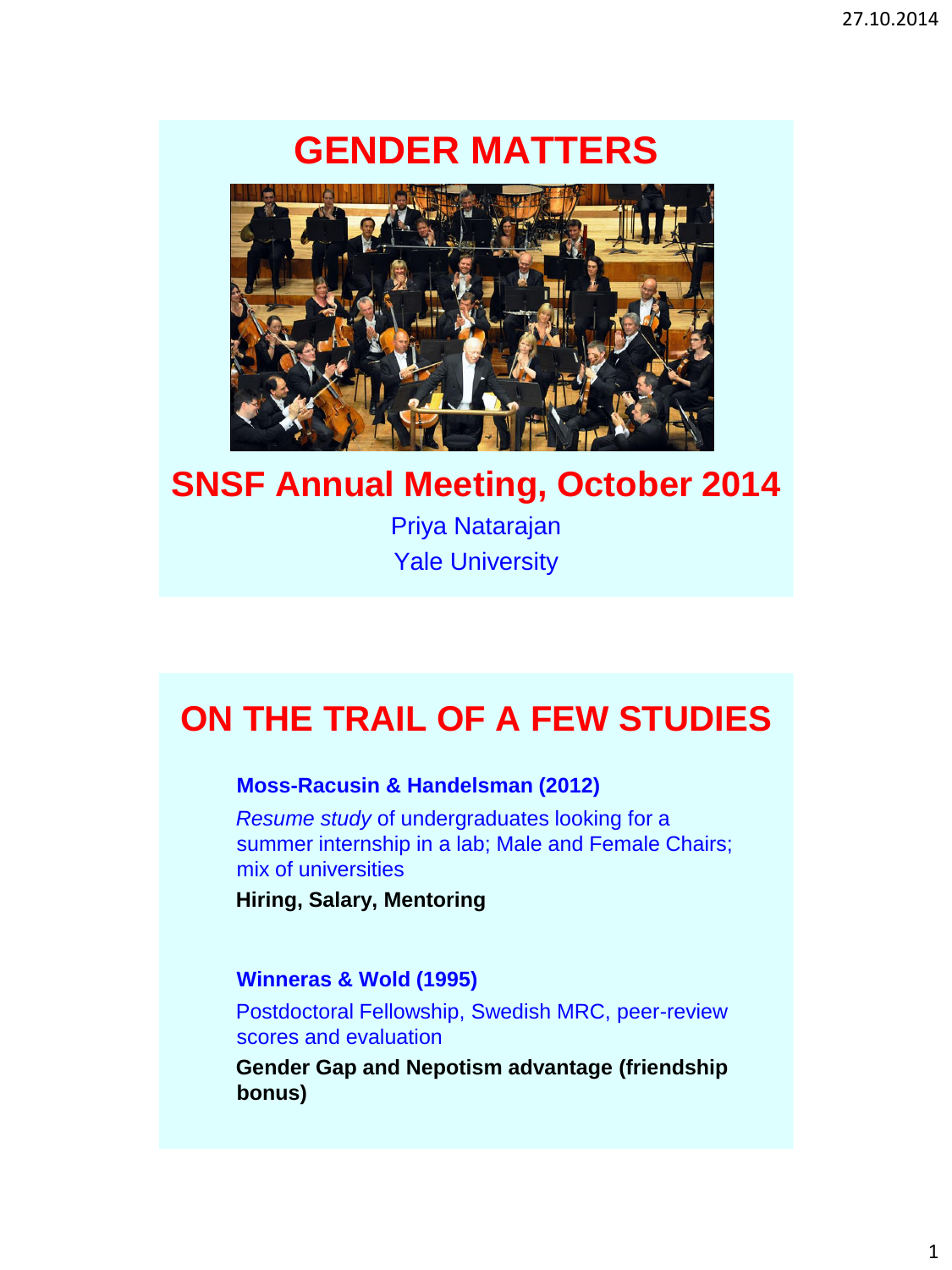# GENDER MATTERS

## SNSF Annual Meeting, October 2014

Priya Natarajan

Yale University

# ON THE TRAIL OF A FEW STUDIES

**Moss-Racusin & Handelsman (2012)**

*Resume study* of undergraduates looking for a summer internship in a lab; Male and Female Chairs; mix of universities

**Hiring, Salary, Mentoring**

**Winneras & Wold (1995)**

Postdoctoral Fellowship, Swedish MRC, peer-review scores and evaluation

**Gender Gap and Nepotism advantage (friendship bonus)**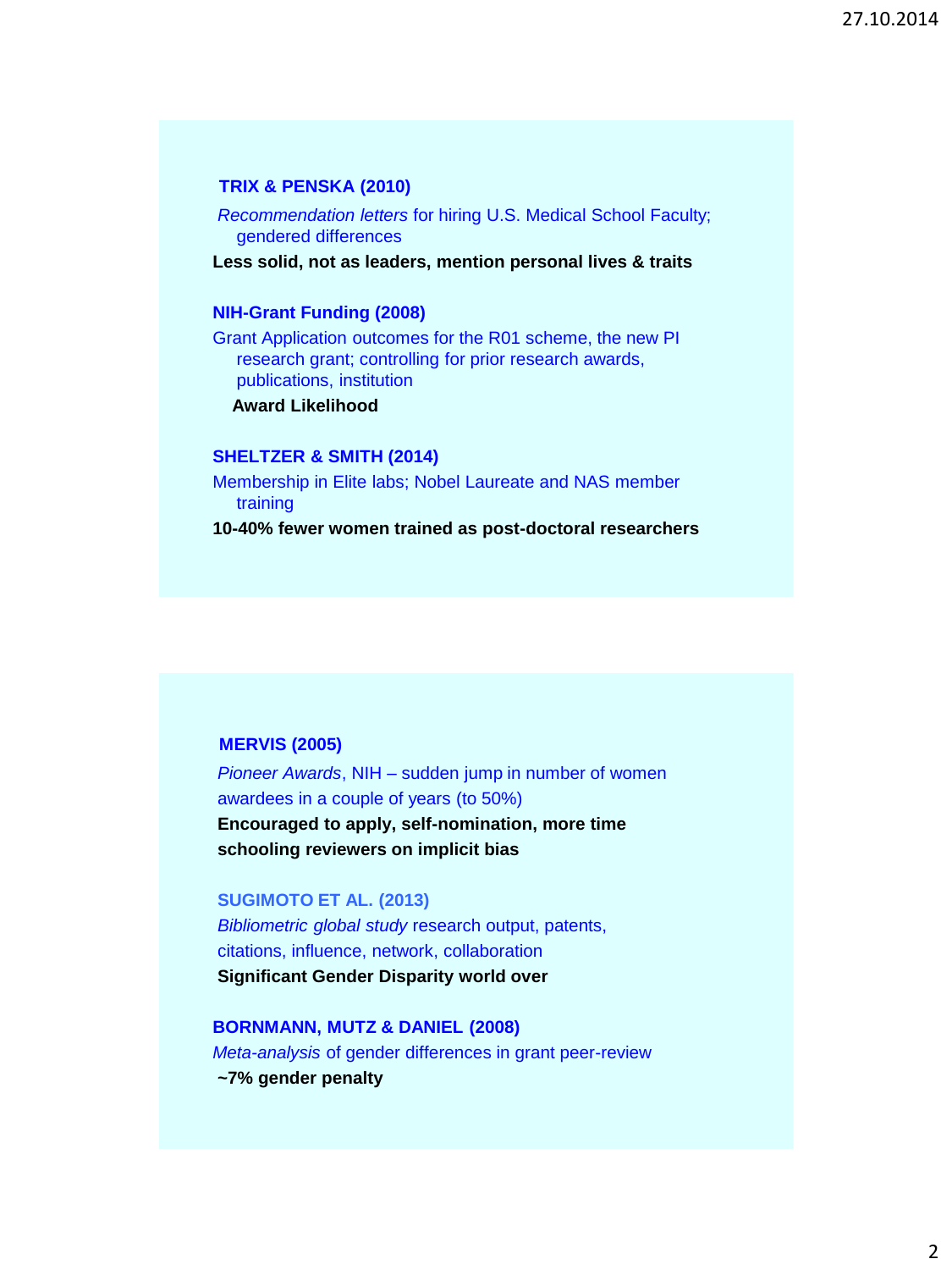**TRIX & PENSKA (2010)**

*Recommendation letters* for hiring U.S. Medical School Faculty; gendered differences

**Less solid, not as leaders, mention personal lives & traits**

**NIH-Grant Funding (2008)**

Grant Application outcomes for the R01 scheme, the new PI research grant; controlling for prior research awards, publications, institution

**Award Likelihood**

**SHELTZER & SMITH (2014)**

Membership in Elite labs; Nobel Laureate and NAS member training

**10-40% fewer women trained as post-doctoral researchers**

---

**MERVIS (2005)**

*Pioneer Awards*, NIH – sudden jump in number of women awardees in a couple of years (to 50%)

**Encouraged to apply, self-nomination, more time schooling reviewers on implicit bias**

**SUGIMOTO ET AL. (2013)**

*Bibliometric global study* research output, patents, citations, influence, network, collaboration

**Significant Gender Disparity world over**

**BORNMANN, MUTZ & DANIEL (2008)**

*Meta-analysis* of gender differences in grant peer-review

**~7% gender penalty**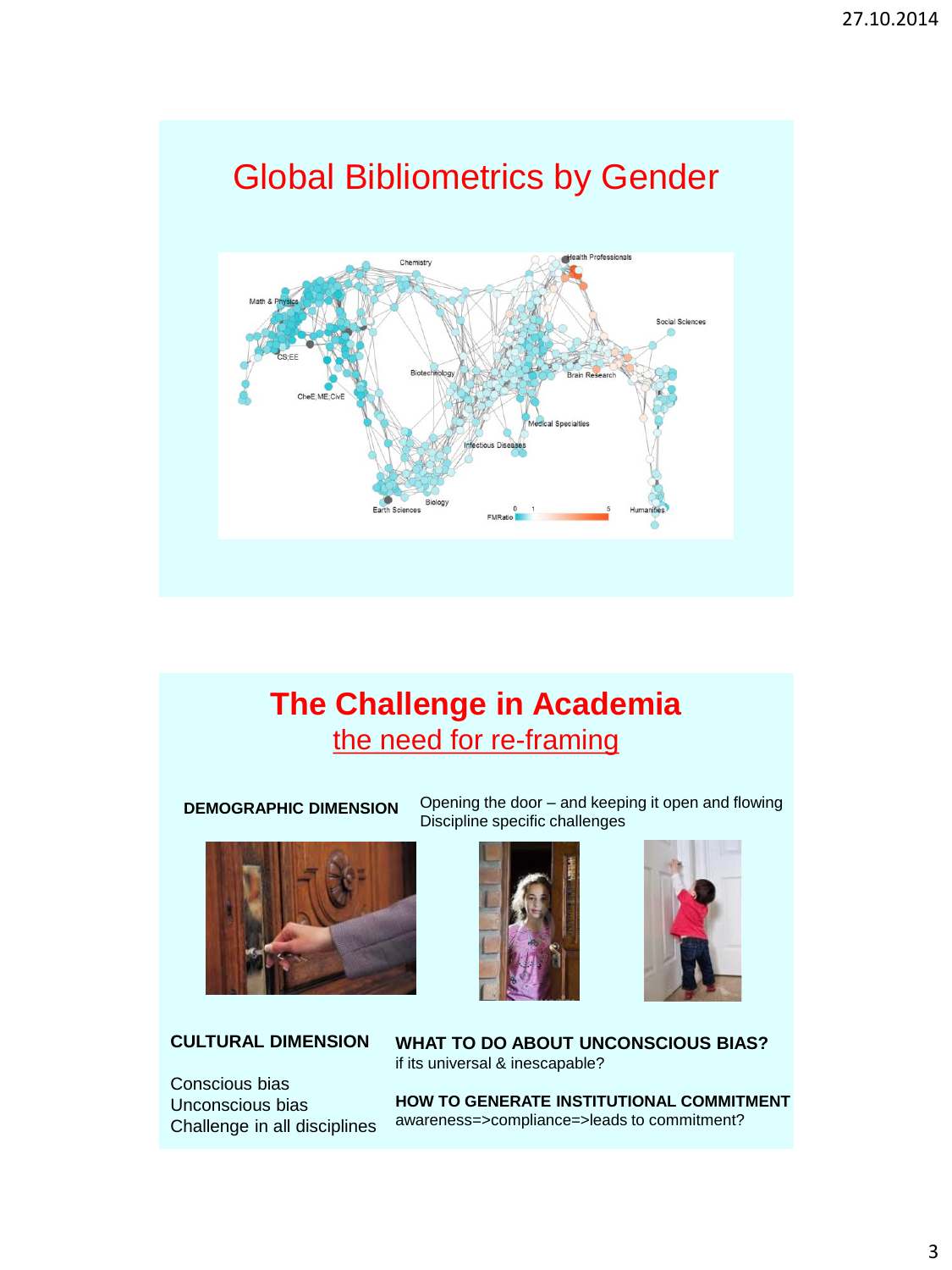# Global Bibliometrics by Gender

# The Challenge in Academia

## the need for re-framing

**DEMOGRAPHIC DIMENSION**

Opening the door – and keeping it open and flowing
Discipline specific challenges

**CULTURAL DIMENSION**

Conscious bias
Unconscious bias
Challenge in all disciplines

**WHAT TO DO ABOUT UNCONSCIOUS BIAS?**
if its universal & inescapable?

**HOW TO GENERATE INSTITUTIONAL COMMITMENT**
awareness=>compliance=>leads to commitment?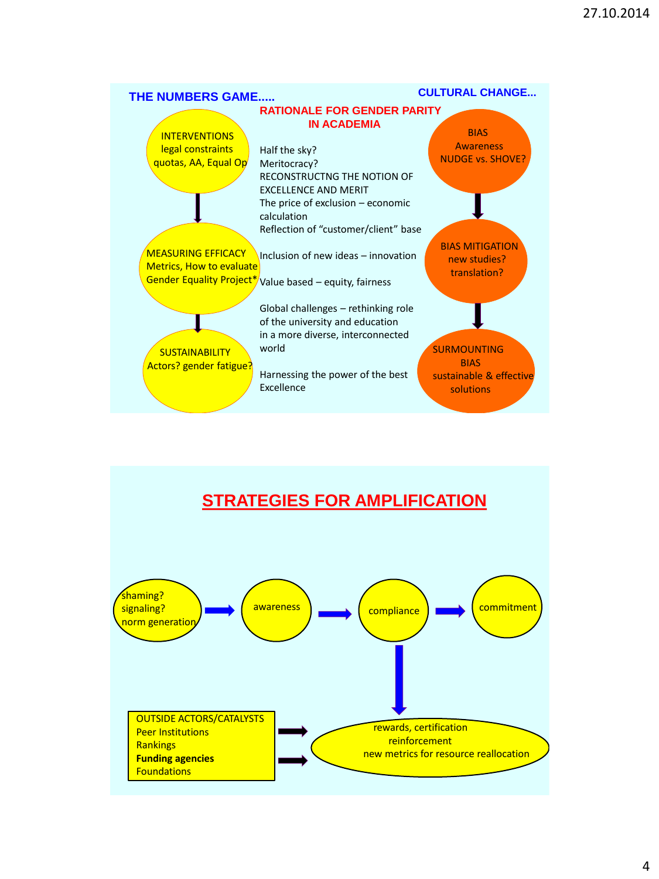## THE NUMBERS GAME.....

## CULTURAL CHANGE...

### RATIONALE FOR GENDER PARITY IN ACADEMIA

INTERVENTIONS
legal constraints
quotas, AA, Equal Op

↓

MEASURING EFFICACY
Metrics, How to evaluate
Gender Equality Project*

↓

SUSTAINABILITY
Actors? gender fatigue?

Half the sky?
Meritocracy?
RECONSTRUCTNG THE NOTION OF EXCELLENCE AND MERIT
The price of exclusion – economic calculation
Reflection of "customer/client" base

Inclusion of new ideas – innovation

Value based – equity, fairness

Global challenges – rethinking role of the university and education in a more diverse, interconnected world

Harnessing the power of the best
Excellence

BIAS
Awareness
NUDGE vs. SHOVE?

↓

BIAS MITIGATION
new studies?
translation?

↓

SURMOUNTING BIAS
sustainable & effective solutions

## STRATEGIES FOR AMPLIFICATION

shaming?
signaling?
norm generation → awareness → compliance → commitment

compliance ↓

rewards, certification
reinforcement
new metrics for resource reallocation

OUTSIDE ACTORS/CATALYSTS →
Peer Institutions
Rankings
**Funding agencies**
Foundations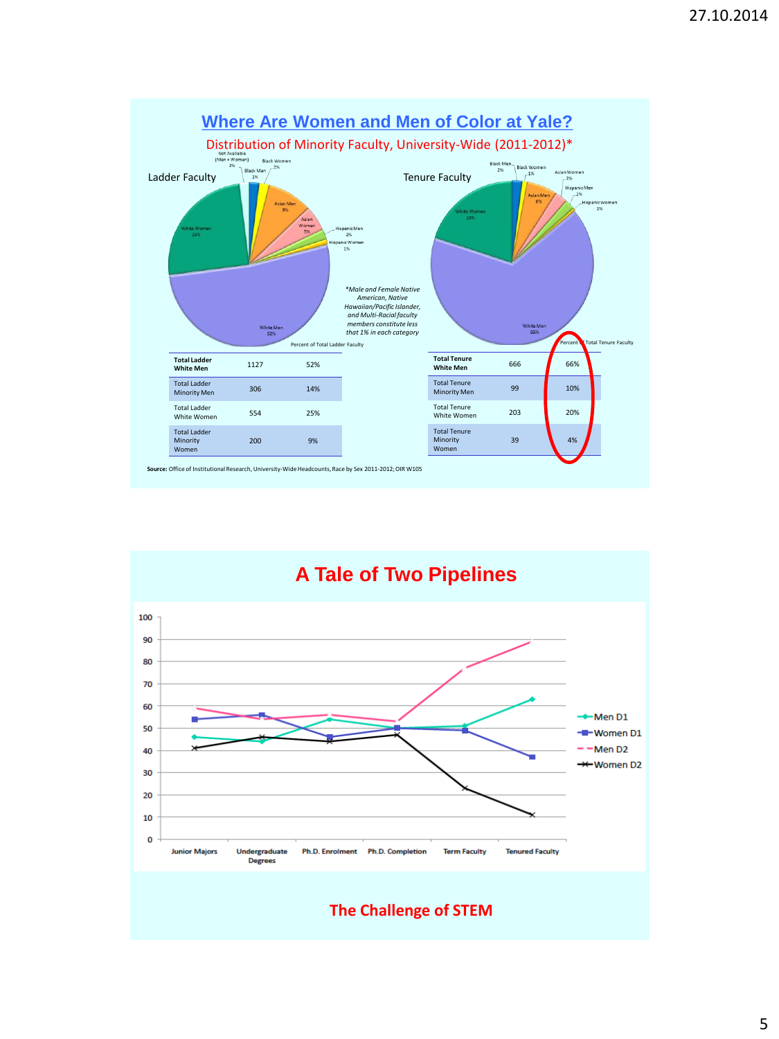# Where Are Women and Men of Color at Yale?

Distribution of Minority Faculty, University-Wide (2011-2012)*

**Ladder Faculty**

Not Available (Men + Women) 2%; Black Women 2%; Black Men 2%; Asian Men 9%; Asian Women 5%; Hispanic Men 2%; Hispanic Women 1%; White Women 25%; White Men 52%

Percent of Total Ladder Faculty

**Tenure Faculty**

Black Men 2%; Black Women 1%; Asian Women 2%; Asian Men 6%; Hispanic Men 2%; Hispanic Women 1%; White Women 20%; White Men 66%

Percent of Total Tenure Faculty

*Male and Female Native American, Native Hawaiian/Pacific Islander, and Multi-Racial faculty members constitute less that 1% in each category

| | | |
|---|---|---|
| **Total Ladder White Men** | 1127 | 52% |
| Total Ladder Minority Men | 306 | 14% |
| Total Ladder White Women | 554 | 25% |
| Total Ladder Minority Women | 200 | 9% |

| | | |
|---|---|---|
| **Total Tenure White Men** | 666 | 66% |
| Total Tenure Minority Men | 99 | 10% |
| Total Tenure White Women | 203 | 20% |
| Total Tenure Minority Women | 39 | 4% |

**Source:** Office of Institutional Research, University-Wide Headcounts, Race by Sex 2011-2012; OIR W105

# A Tale of Two Pipelines

Legend: Men D1, Women D1, Men D2, Women D2

Y-axis: 0–100

X-axis: Junior Majors, Undergraduate Degrees, Ph.D. Enrolment, Ph.D. Completion, Term Faculty, Tenured Faculty

**The Challenge of STEM**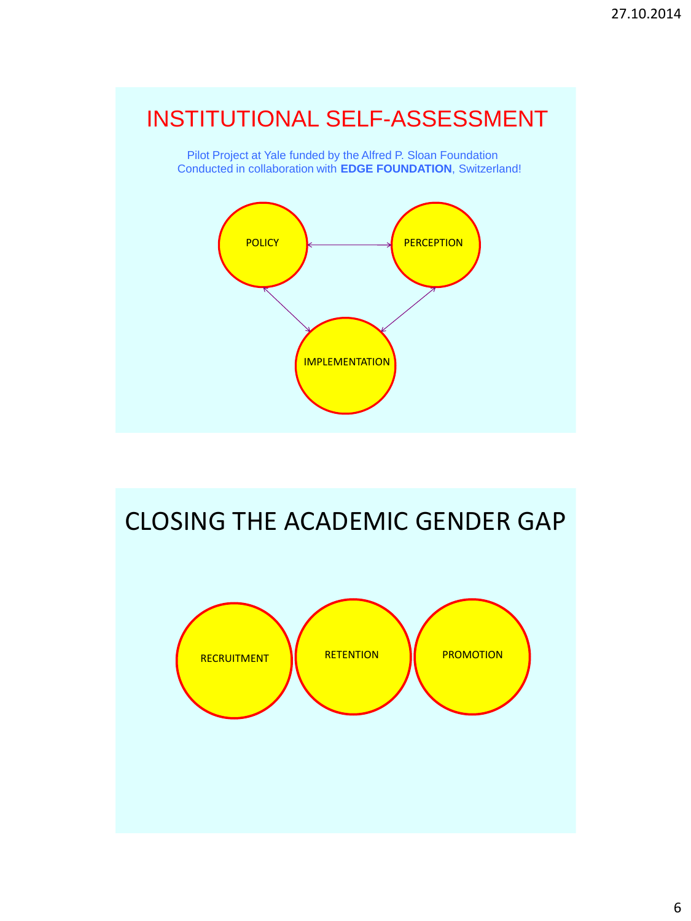# INSTITUTIONAL SELF-ASSESSMENT

Pilot Project at Yale funded by the Alfred P. Sloan Foundation
Conducted in collaboration with **EDGE FOUNDATION**, Switzerland!

POLICY

PERCEPTION

IMPLEMENTATION

# CLOSING THE ACADEMIC GENDER GAP

RECRUITMENT

RETENTION

PROMOTION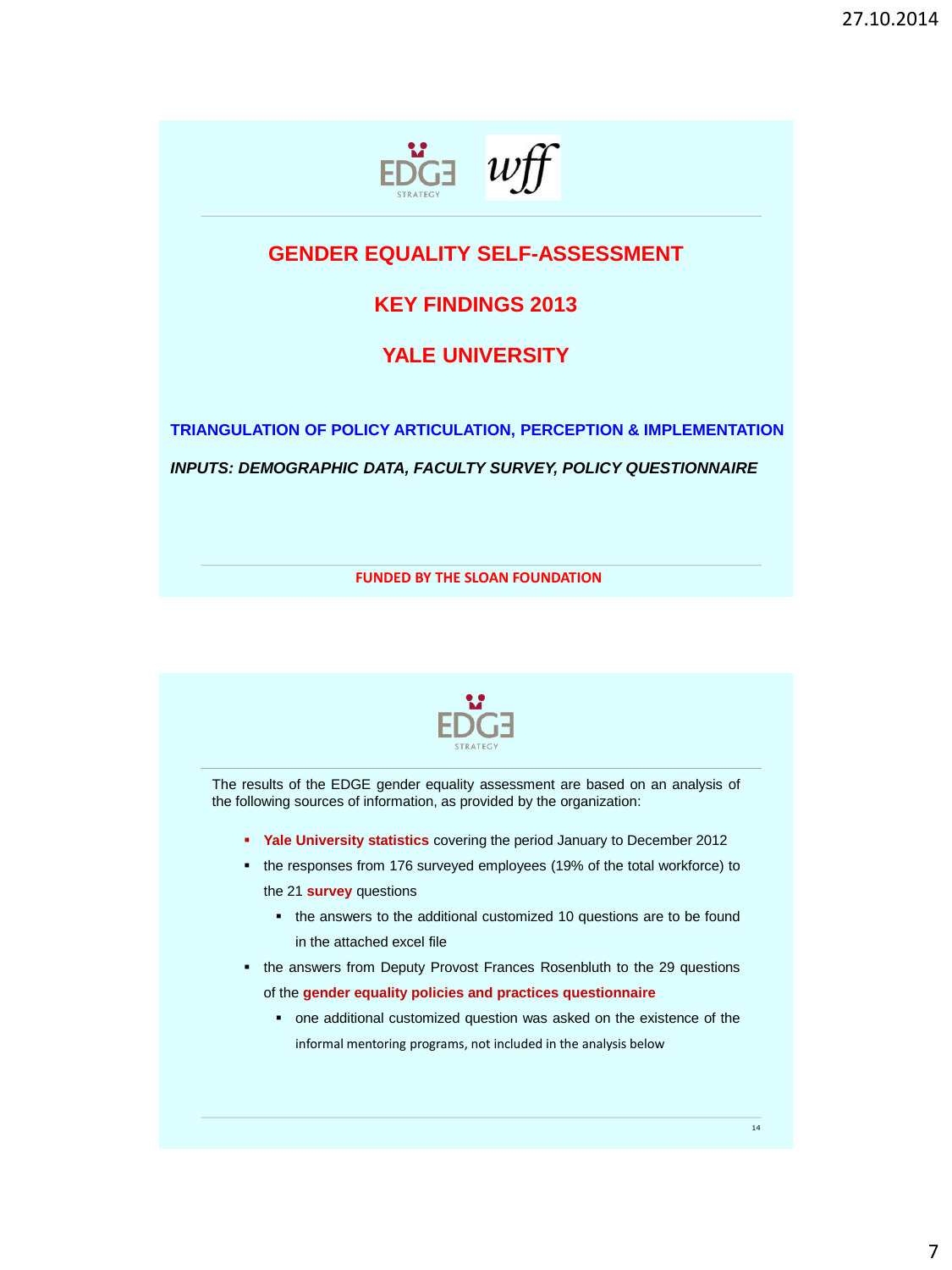# GENDER EQUALITY SELF-ASSESSMENT

## KEY FINDINGS 2013

## YALE UNIVERSITY

**TRIANGULATION OF POLICY ARTICULATION, PERCEPTION & IMPLEMENTATION**

***INPUTS: DEMOGRAPHIC DATA, FACULTY SURVEY, POLICY QUESTIONNAIRE***

**FUNDED BY THE SLOAN FOUNDATION**

---

The results of the EDGE gender equality assessment are based on an analysis of the following sources of information, as provided by the organization:

- **Yale University statistics** covering the period January to December 2012
- the responses from 176 surveyed employees (19% of the total workforce) to the 21 **survey** questions
  - the answers to the additional customized 10 questions are to be found in the attached excel file
- the answers from Deputy Provost Frances Rosenbluth to the 29 questions of the **gender equality policies and practices questionnaire**
  - one additional customized question was asked on the existence of the informal mentoring programs, not included in the analysis below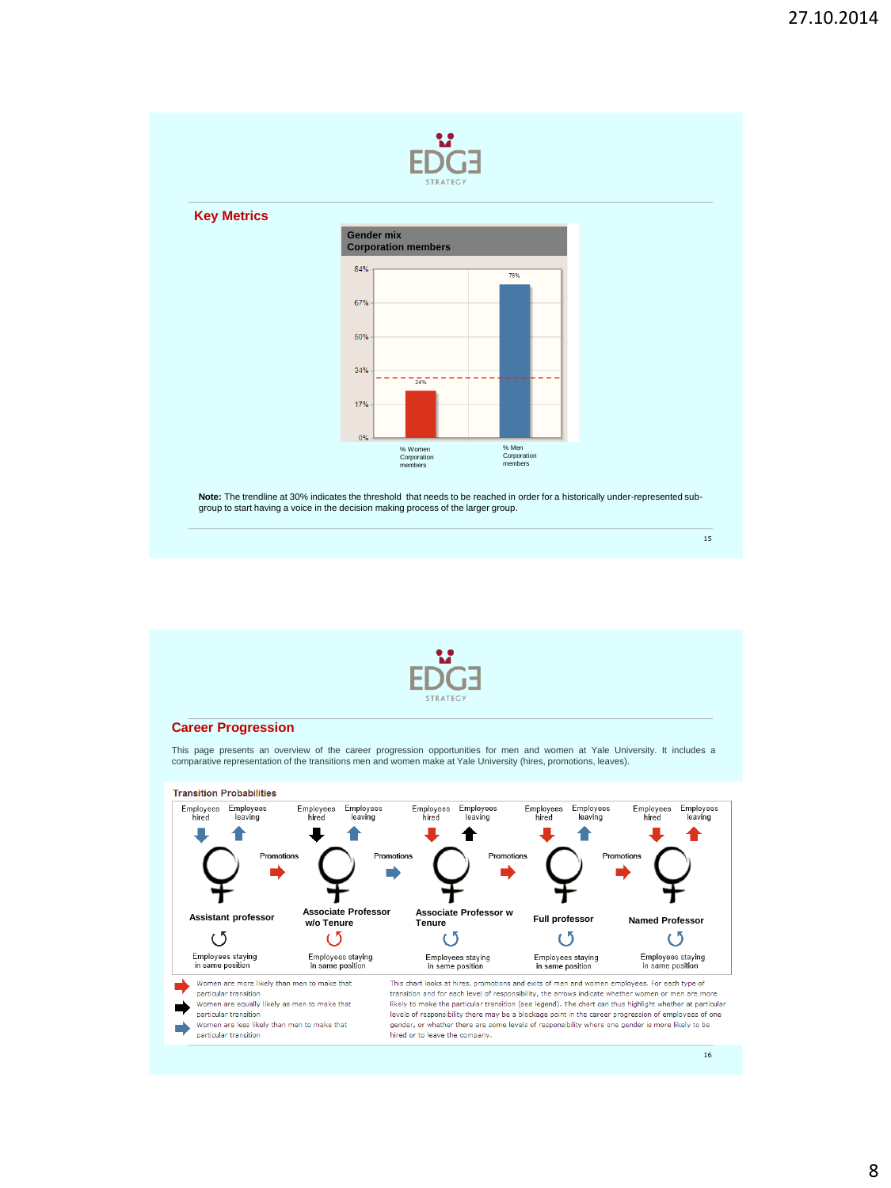27.10.2014

EDGE STRATEGY

## Key Metrics

**Gender mix**
**Corporation members**

| | % Women Corporation members | % Men Corporation members |
|---|---|---|
| Value | 24% | 76% |

**Note:** The trendline at 30% indicates the threshold that needs to be reached in order for a historically under-represented sub-group to start having a voice in the decision making process of the larger group.

EDGE STRATEGY

## Career Progression

This page presents an overview of the career progression opportunities for men and women at Yale University. It includes a comparative representation of the transitions men and women make at Yale University (hires, promotions, leaves).

**Transition Probabilities**

| Level | Employees hired | Employees leaving | Employees staying in same position | Promotions (to next level) |
|---|---|---|---|---|
| Assistant professor | Blue (less likely) | Blue (less likely) | Black (equally likely) | Red (more likely) |
| Associate Professor w/o Tenure | Black (equally likely) | Blue (less likely) | Red (more likely) | Blue (less likely) |
| Associate Professor w Tenure | Red (more likely) | Black (equally likely) | Blue (less likely) | Red (more likely) |
| Full professor | Red (more likely) | Blue (less likely) | Blue (less likely) | Red (more likely) |
| Named Professor | Red (more likely) | Red (more likely) | Blue (less likely) | |

- Red arrow: Women are more likely than men to make that particular transition
- Black arrow: Women are equally likely as men to make that particular transition
- Blue arrow: Women are less likely than men to make that particular transition

This chart looks at hires, promotions and exits of men and women employees. For each type of transition and for each level of responsibility, the arrows indicate whether women or men are more likely to make the particular transition (see legend). The chart can thus highlight whether at particular levels of responsibility there may be a blockage point in the career progression of employees of one gender, or whether there are some levels of responsibility where one gender is more likely to be hired or to leave the company.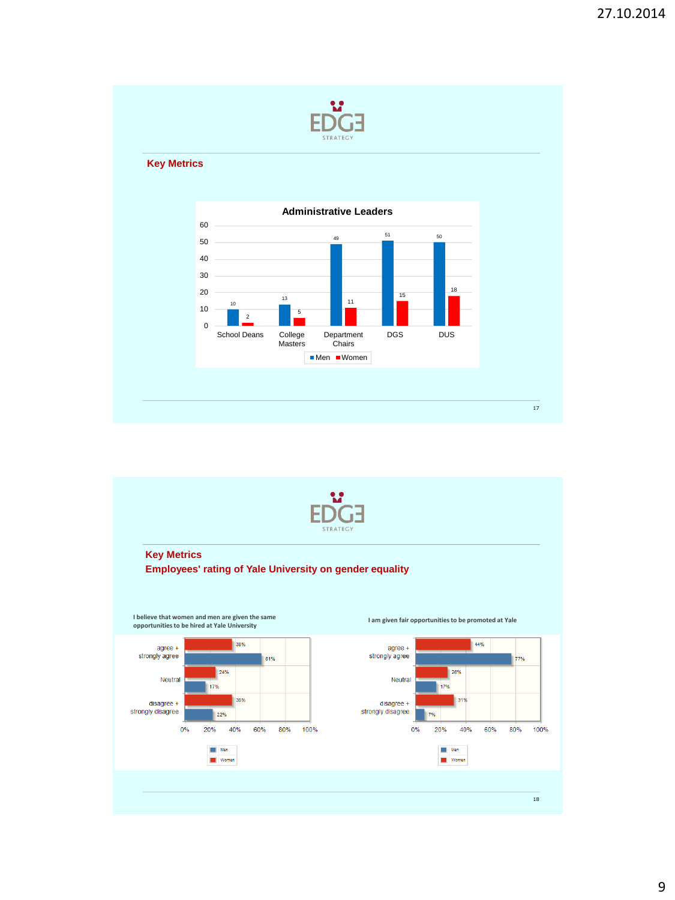## Key Metrics

**Administrative Leaders**

| | Men | Women |
|---|---|---|
| School Deans | 10 | 2 |
| College Masters | 13 | 5 |
| Department Chairs | 49 | 11 |
| DGS | 51 | 15 |
| DUS | 50 | 18 |

## Key Metrics
## Employees' rating of Yale University on gender equality

**I believe that women and men are given the same opportunities to be hired at Yale University**

| | Women | Men |
|---|---|---|
| agree + strongly agree | 38% | 61% |
| Neutral | 24% | 17% |
| disagree + strongly disagree | 38% | 22% |

**I am given fair opportunities to be promoted at Yale**

| | Women | Men |
|---|---|---|
| agree + strongly agree | 44% | 77% |
| Neutral | 26% | 17% |
| disagree + strongly disagree | 31% | 7% |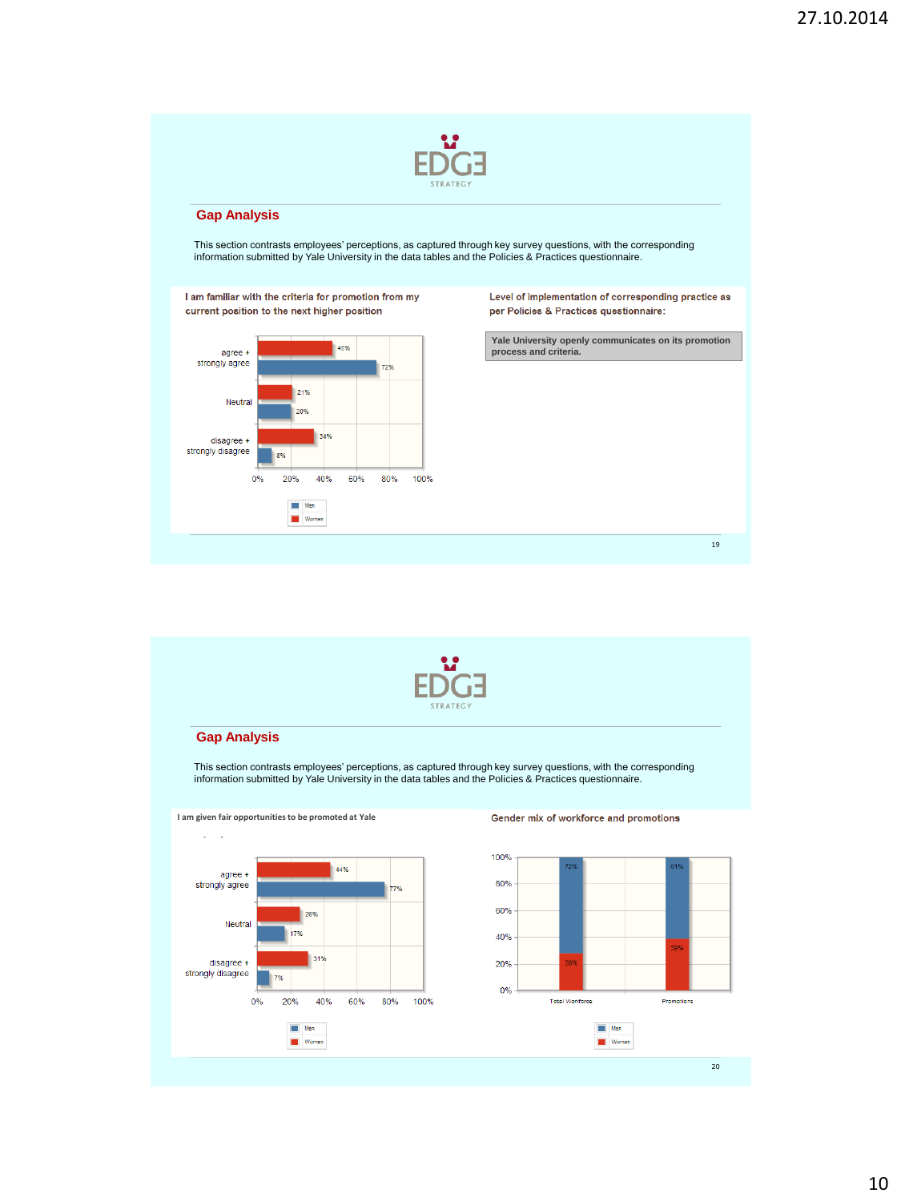EDGE STRATEGY

## Gap Analysis

This section contrasts employees' perceptions, as captured through key survey questions, with the corresponding information submitted by Yale University in the data tables and the Policies & Practices questionnaire.

**I am familiar with the criteria for promotion from my current position to the next higher position**

| | Women | Men |
|---|---|---|
| agree + strongly agree | 45% | 72% |
| Neutral | 21% | 20% |
| disagree + strongly disagree | 34% | 8% |

**Level of implementation of corresponding practice as per Policies & Practices questionnaire:**

**Yale University openly communicates on its promotion process and criteria.**

EDGE STRATEGY

## Gap Analysis

This section contrasts employees' perceptions, as captured through key survey questions, with the corresponding information submitted by Yale University in the data tables and the Policies & Practices questionnaire.

**I am given fair opportunities to be promoted at Yale**

| | Women | Men |
|---|---|---|
| agree + strongly agree | 44% | 77% |
| Neutral | 26% | 17% |
| disagree + strongly disagree | 31% | 7% |

**Gender mix of workforce and promotions**

| | Men | Women |
|---|---|---|
| Total Workforce | 72% | 28% |
| Promotions | 61% | 39% |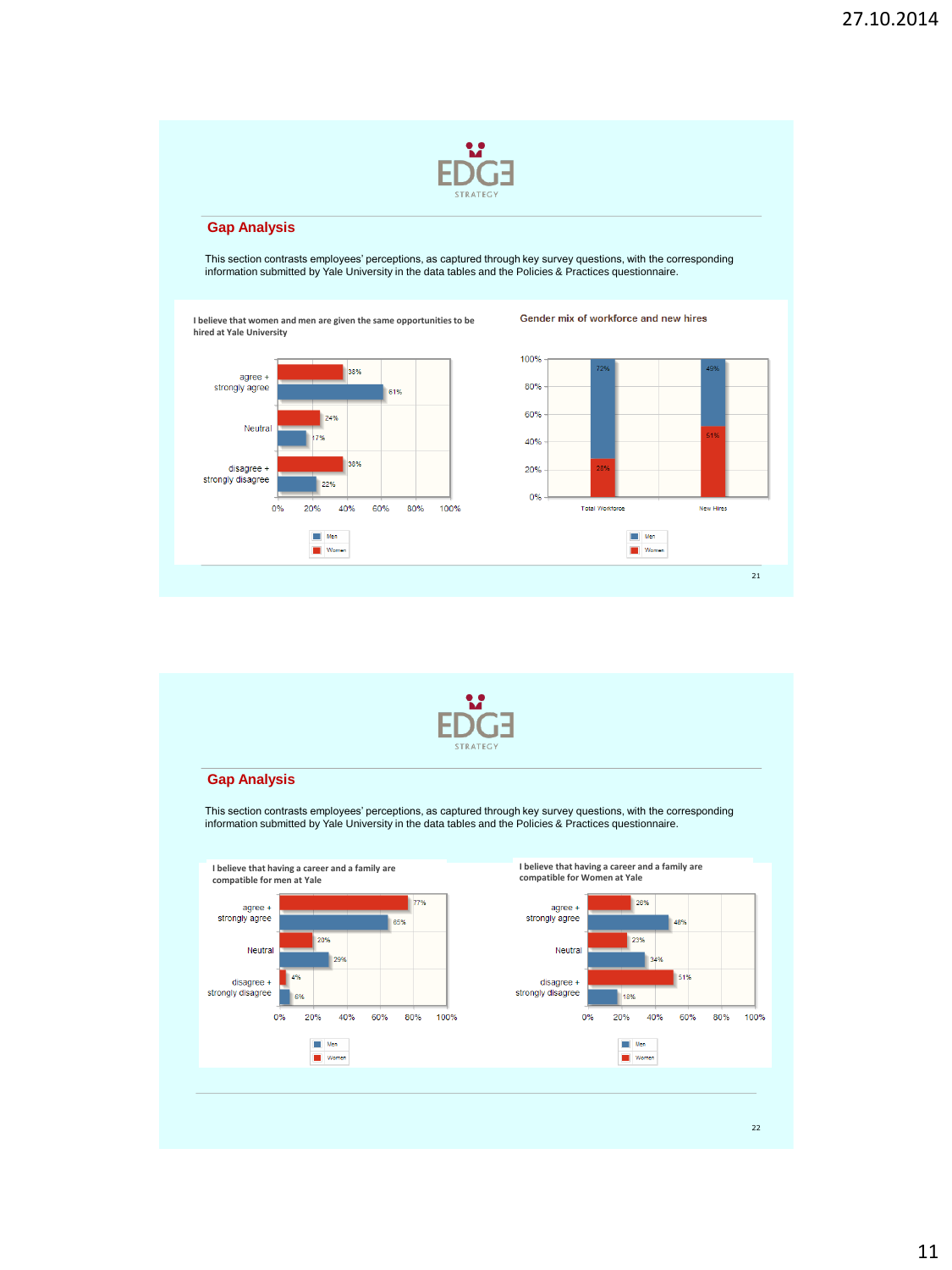EDGE STRATEGY

## Gap Analysis

This section contrasts employees' perceptions, as captured through key survey questions, with the corresponding information submitted by Yale University in the data tables and the Policies & Practices questionnaire.

**I believe that women and men are given the same opportunities to be hired at Yale University**

| | Women | Men |
|---|---|---|
| agree + strongly agree | 38% | 61% |
| Neutral | 24% | 17% |
| disagree + strongly disagree | 38% | 22% |

**Gender mix of workforce and new hires**

| | Men | Women |
|---|---|---|
| Total Workforce | 72% | 28% |
| New Hires | 49% | 51% |

EDGE STRATEGY

## Gap Analysis

This section contrasts employees' perceptions, as captured through key survey questions, with the corresponding information submitted by Yale University in the data tables and the Policies & Practices questionnaire.

**I believe that having a career and a family are compatible for men at Yale**

| | Women | Men |
|---|---|---|
| agree + strongly agree | 77% | 65% |
| Neutral | 20% | 29% |
| disagree + strongly disagree | 4% | 6% |

**I believe that having a career and a family are compatible for Women at Yale**

| | Women | Men |
|---|---|---|
| agree + strongly agree | 26% | 48% |
| Neutral | 23% | 34% |
| disagree + strongly disagree | 51% | 18% |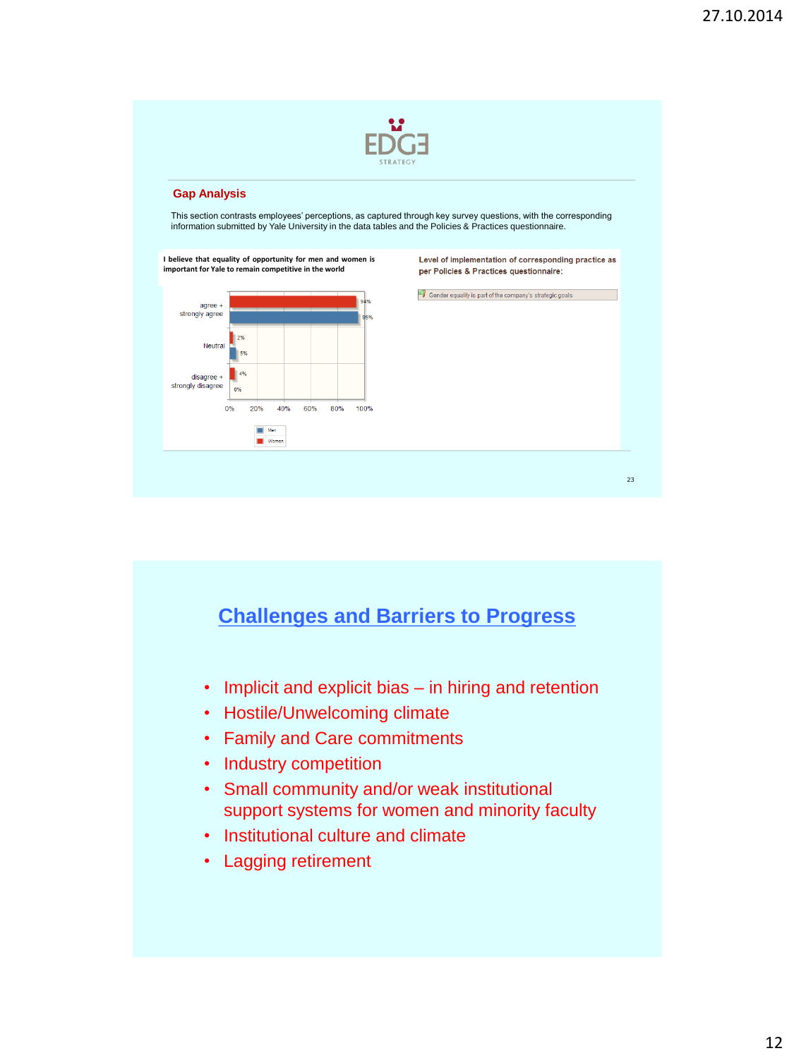EDGE STRATEGY

## Gap Analysis

This section contrasts employees' perceptions, as captured through key survey questions, with the corresponding information submitted by Yale University in the data tables and the Policies & Practices questionnaire.

**I believe that equality of opportunity for men and women is important for Yale to remain competitive in the world**

| | Women | Men |
|---|---|---|
| agree + strongly agree | 94% | 95% |
| Neutral | 2% | 5% |
| disagree + strongly disagree | 4% | 0% |

**Level of implementation of corresponding practice as per Policies & Practices questionnaire:**

Gender equality is part of the company's strategic goals

## Challenges and Barriers to Progress

- Implicit and explicit bias – in hiring and retention
- Hostile/Unwelcoming climate
- Family and Care commitments
- Industry competition
- Small community and/or weak institutional support systems for women and minority faculty
- Institutional culture and climate
- Lagging retirement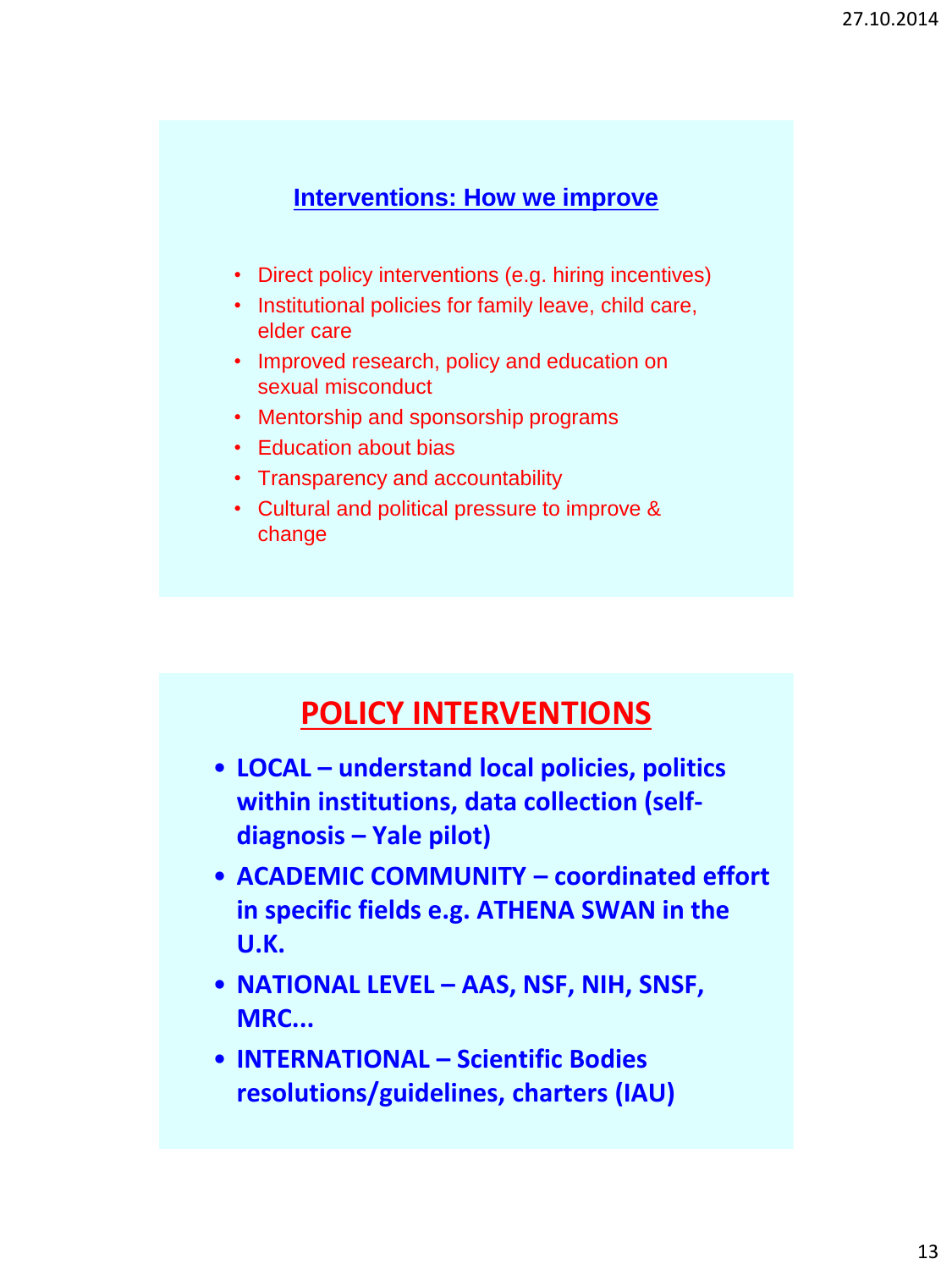## Interventions: How we improve

- Direct policy interventions (e.g. hiring incentives)
- Institutional policies for family leave, child care, elder care
- Improved research, policy and education on sexual misconduct
- Mentorship and sponsorship programs
- Education about bias
- Transparency and accountability
- Cultural and political pressure to improve & change

## POLICY INTERVENTIONS

- **LOCAL – understand local policies, politics within institutions, data collection (self-diagnosis – Yale pilot)**
- **ACADEMIC COMMUNITY – coordinated effort in specific fields e.g. ATHENA SWAN in the U.K.**
- **NATIONAL LEVEL – AAS, NSF, NIH, SNSF, MRC...**
- **INTERNATIONAL – Scientific Bodies resolutions/guidelines, charters (IAU)**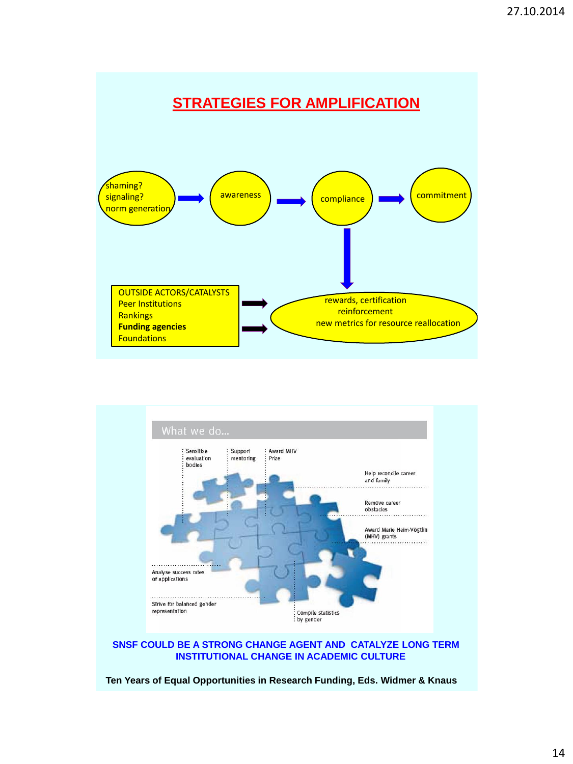## STRATEGIES FOR AMPLIFICATION

shaming?
signaling?
norm generation → awareness → compliance → commitment

compliance ↓

OUTSIDE ACTORS/CATALYSTS
Peer Institutions
Rankings
**Funding agencies**
Foundations

→ rewards, certification
reinforcement
new metrics for resource reallocation

---

What we do...

- Sensitise evaluation bodies
- Support mentoring
- Award MHV Prize
- Help reconcile career and family
- Remove career obstacles
- Award Marie Heim-Vögtlin (MHV) grants
- Analyse success rates of applications
- Strive for balanced gender representation
- Compile statistics by gender

**SNSF COULD BE A STRONG CHANGE AGENT AND CATALYZE LONG TERM INSTITUTIONAL CHANGE IN ACADEMIC CULTURE**

**Ten Years of Equal Opportunities in Research Funding, Eds. Widmer & Knaus**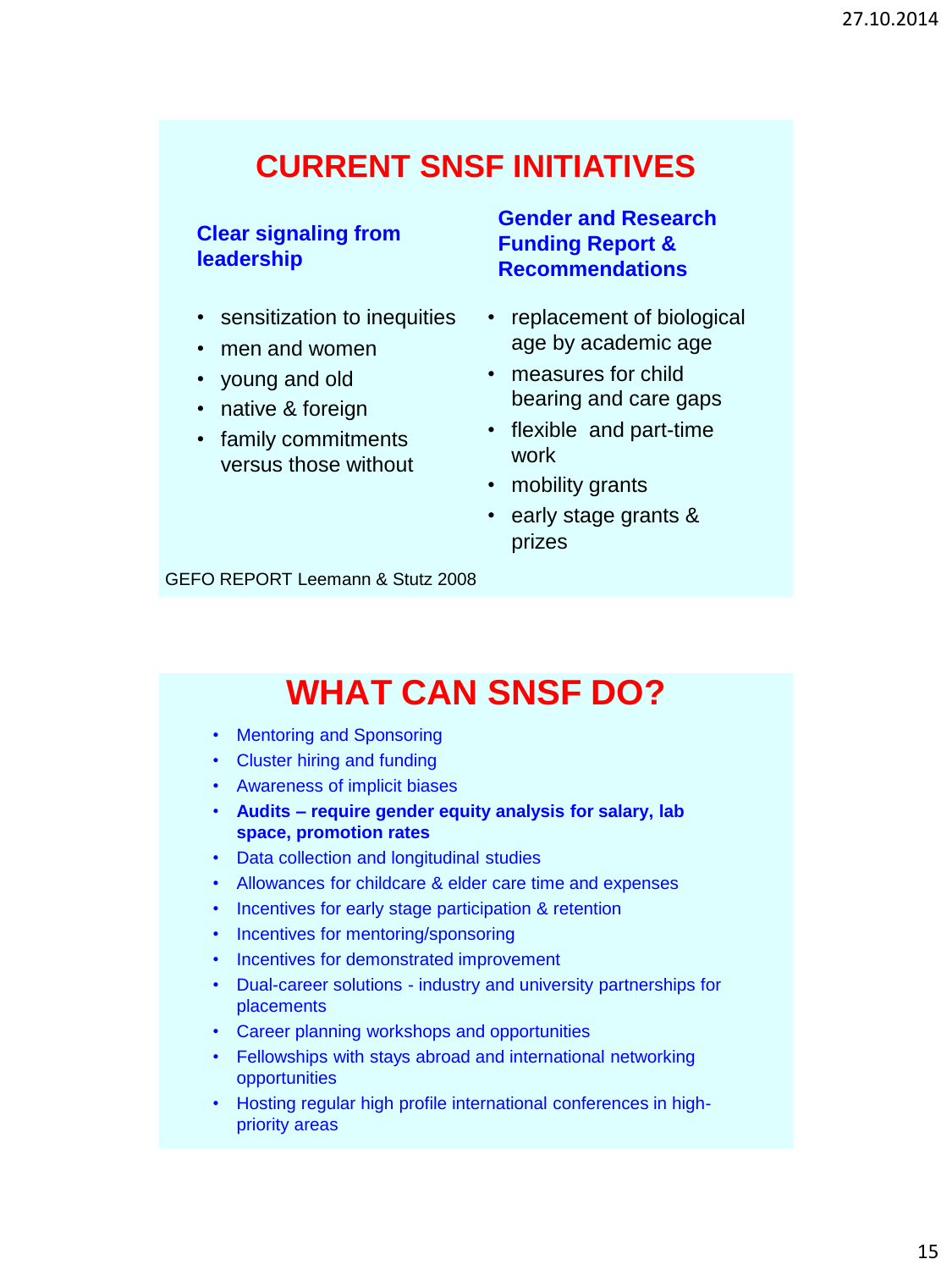# CURRENT SNSF INITIATIVES

**Clear signaling from leadership**

- sensitization to inequities
- men and women
- young and old
- native & foreign
- family commitments versus those without

**Gender and Research Funding Report & Recommendations**

- replacement of biological age by academic age
- measures for child bearing and care gaps
- flexible and part-time work
- mobility grants
- early stage grants & prizes

GEFO REPORT Leemann & Stutz 2008

# WHAT CAN SNSF DO?

- Mentoring and Sponsoring
- Cluster hiring and funding
- Awareness of implicit biases
- **Audits – require gender equity analysis for salary, lab space, promotion rates**
- Data collection and longitudinal studies
- Allowances for childcare & elder care time and expenses
- Incentives for early stage participation & retention
- Incentives for mentoring/sponsoring
- Incentives for demonstrated improvement
- Dual-career solutions - industry and university partnerships for placements
- Career planning workshops and opportunities
- Fellowships with stays abroad and international networking opportunities
- Hosting regular high profile international conferences in high-priority areas